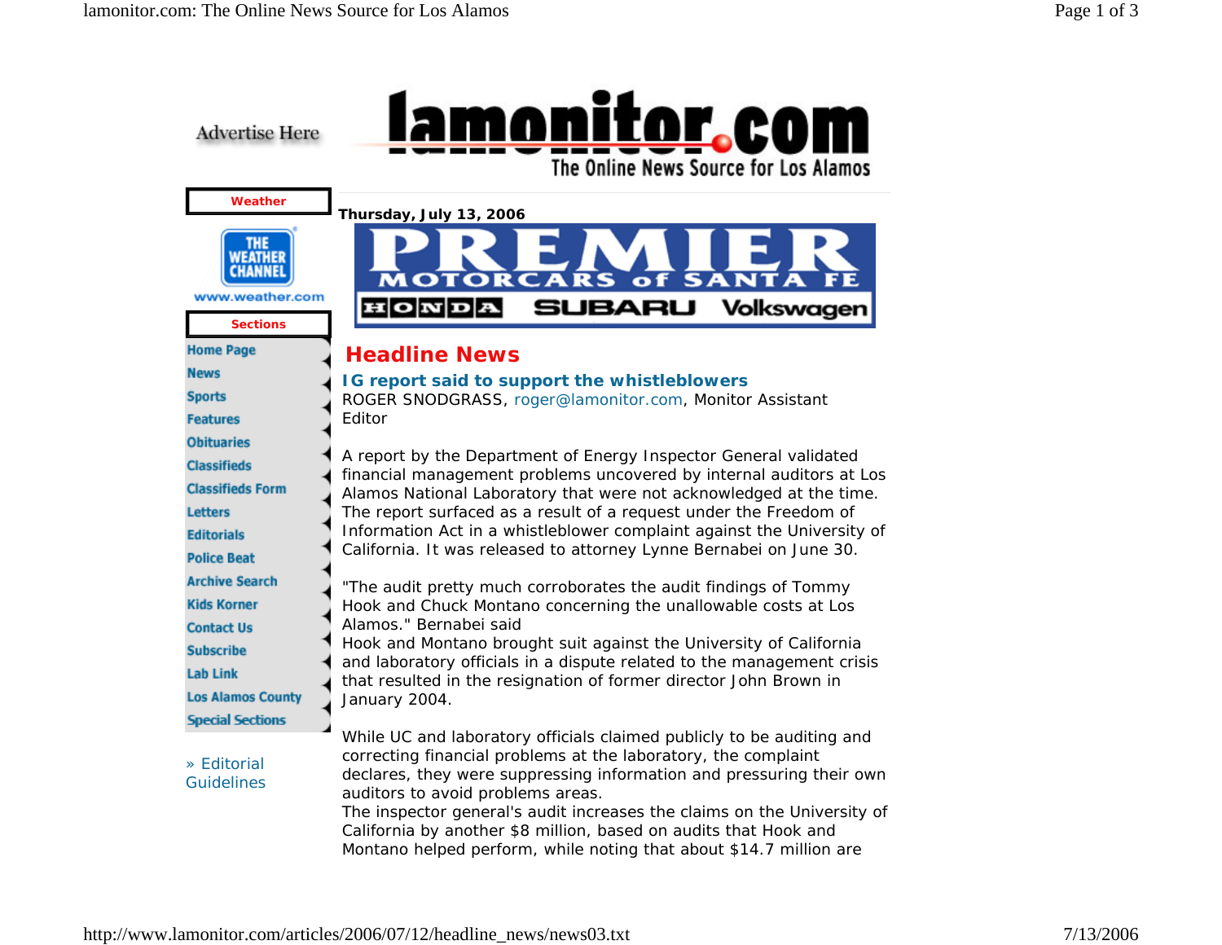lamonitor.com

The Online News Source for Los Alamos

Advertise Here

**Weather**

www.weather.com

**Sections**

- Home Page
- News
- Sports
- Features
- Obituaries
- Classifieds
- Classifieds Form
- Letters
- Editorials
- Police Beat
- Archive Search
- Kids Korner
- Contact Us
- Subscribe
- Lab Link
- Los Alamos County
- Special Sections

» Editorial Guidelines

**Thursday, July 13, 2006**

PREMIER MOTORCARS of SANTA FE — HONDA SUBARU Volkswagen

# Headline News

## IG report said to support the whistleblowers

ROGER SNODGRASS, roger@lamonitor.com, Monitor Assistant Editor

A report by the Department of Energy Inspector General validated financial management problems uncovered by internal auditors at Los Alamos National Laboratory that were not acknowledged at the time. The report surfaced as a result of a request under the Freedom of Information Act in a whistleblower complaint against the University of California. It was released to attorney Lynne Bernabei on June 30.

"The audit pretty much corroborates the audit findings of Tommy Hook and Chuck Montano concerning the unallowable costs at Los Alamos." Bernabei said
Hook and Montano brought suit against the University of California and laboratory officials in a dispute related to the management crisis that resulted in the resignation of former director John Brown in January 2004.

While UC and laboratory officials claimed publicly to be auditing and correcting financial problems at the laboratory, the complaint declares, they were suppressing information and pressuring their own auditors to avoid problems areas.
The inspector general's audit increases the claims on the University of California by another $8 million, based on audits that Hook and Montano helped perform, while noting that about $14.7 million are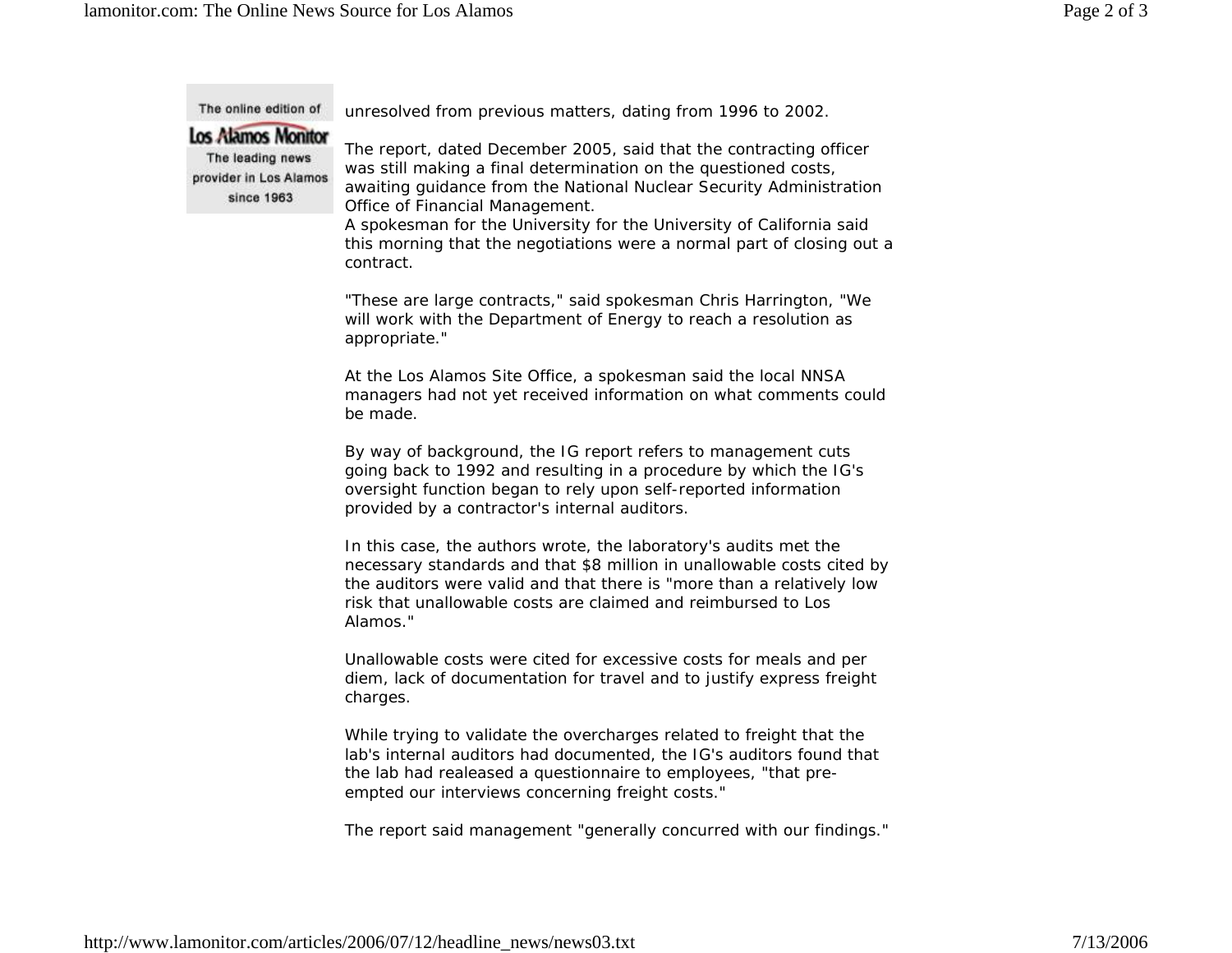The online edition of
Los Alamos Monitor
The leading news provider in Los Alamos since 1963

unresolved from previous matters, dating from 1996 to 2002.

The report, dated December 2005, said that the contracting officer was still making a final determination on the questioned costs, awaiting guidance from the National Nuclear Security Administration Office of Financial Management.
A spokesman for the University for the University of California said this morning that the negotiations were a normal part of closing out a contract.

"These are large contracts," said spokesman Chris Harrington, "We will work with the Department of Energy to reach a resolution as appropriate."

At the Los Alamos Site Office, a spokesman said the local NNSA managers had not yet received information on what comments could be made.

By way of background, the IG report refers to management cuts going back to 1992 and resulting in a procedure by which the IG's oversight function began to rely upon self-reported information provided by a contractor's internal auditors.

In this case, the authors wrote, the laboratory's audits met the necessary standards and that $8 million in unallowable costs cited by the auditors were valid and that there is "more than a relatively low risk that unallowable costs are claimed and reimbursed to Los Alamos."

Unallowable costs were cited for excessive costs for meals and per diem, lack of documentation for travel and to justify express freight charges.

While trying to validate the overcharges related to freight that the lab's internal auditors had documented, the IG's auditors found that the lab had realeased a questionnaire to employees, "that pre-empted our interviews concerning freight costs."

The report said management "generally concurred with our findings."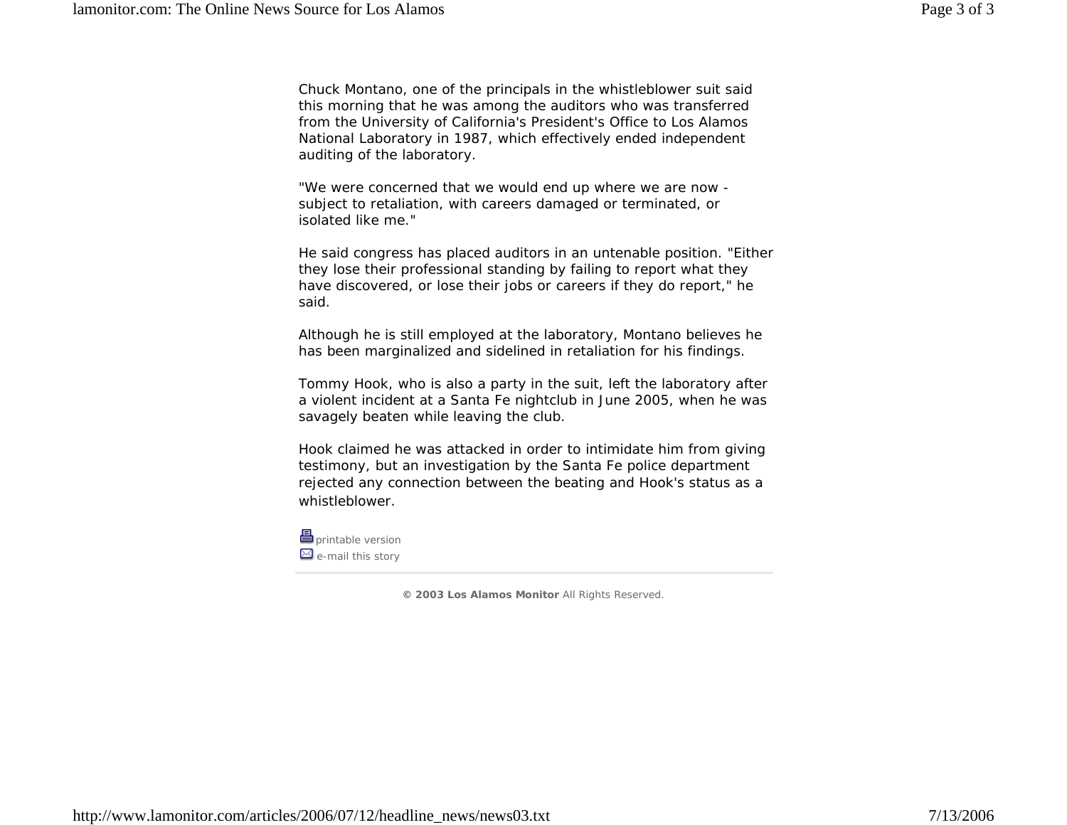Chuck Montano, one of the principals in the whistleblower suit said this morning that he was among the auditors who was transferred from the University of California's President's Office to Los Alamos National Laboratory in 1987, which effectively ended independent auditing of the laboratory.

"We were concerned that we would end up where we are now - subject to retaliation, with careers damaged or terminated, or isolated like me."

He said congress has placed auditors in an untenable position. "Either they lose their professional standing by failing to report what they have discovered, or lose their jobs or careers if they do report," he said.

Although he is still employed at the laboratory, Montano believes he has been marginalized and sidelined in retaliation for his findings.

Tommy Hook, who is also a party in the suit, left the laboratory after a violent incident at a Santa Fe nightclub in June 2005, when he was savagely beaten while leaving the club.

Hook claimed he was attacked in order to intimidate him from giving testimony, but an investigation by the Santa Fe police department rejected any connection between the beating and Hook's status as a whistleblower.

printable version
e-mail this story

**© 2003 Los Alamos Monitor** All Rights Reserved.